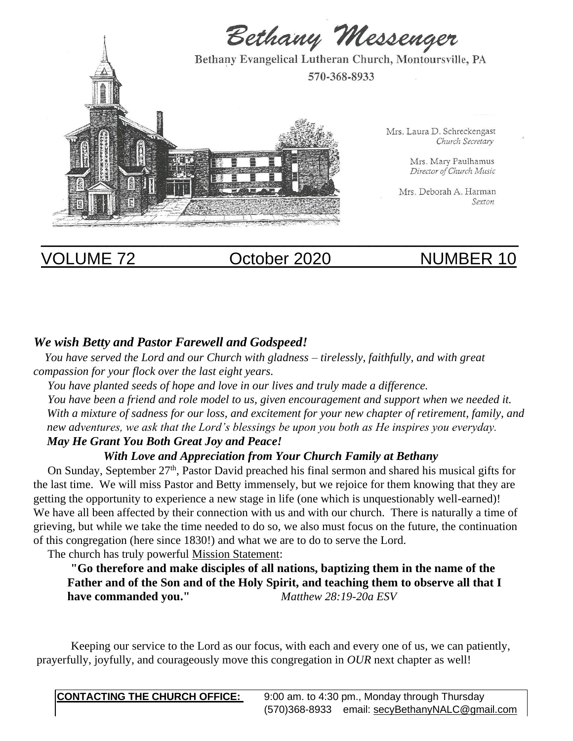# Bethany Messenger

Bethany Evangelical Lutheran Church, Montoursville, PA

570-368-8933

Mrs. Laura D. Schreckengast
*Church Secretary*

Mrs. Mary Paulhamus
*Director of Church Music*

Mrs. Deborah A. Harman
*Sexton*

VOLUME 72 | October 2020 | NUMBER 10

***We wish Betty and Pastor Farewell and Godspeed!***

*You have served the Lord and our Church with gladness – tirelessly, faithfully, and with great compassion for your flock over the last eight years.*

*You have planted seeds of hope and love in our lives and truly made a difference.*

*You have been a friend and role model to us, given encouragement and support when we needed it.*

*With a mixture of sadness for our loss, and excitement for your new chapter of retirement, family, and new adventures, we ask that the Lord's blessings be upon you both as He inspires you everyday.*

***May He Grant You Both Great Joy and Peace!***

***With Love and Appreciation from Your Church Family at Bethany***

On Sunday, September 27th, Pastor David preached his final sermon and shared his musical gifts for the last time. We will miss Pastor and Betty immensely, but we rejoice for them knowing that they are getting the opportunity to experience a new stage in life (one which is unquestionably well-earned)! We have all been affected by their connection with us and with our church. There is naturally a time of grieving, but while we take the time needed to do so, we also must focus on the future, the continuation of this congregation (here since 1830!) and what we are to do to serve the Lord.

The church has truly powerful Mission Statement:

**"Go therefore and make disciples of all nations, baptizing them in the name of the Father and of the Son and of the Holy Spirit, and teaching them to observe all that I have commanded you."** *Matthew 28:19-20a ESV*

Keeping our service to the Lord as our focus, with each and every one of us, we can patiently, prayerfully, joyfully, and courageously move this congregation in *OUR* next chapter as well!

**CONTACTING THE CHURCH OFFICE:** 9:00 am. to 4:30 pm., Monday through Thursday
(570)368-8933 email: secyBethanyNALC@gmail.com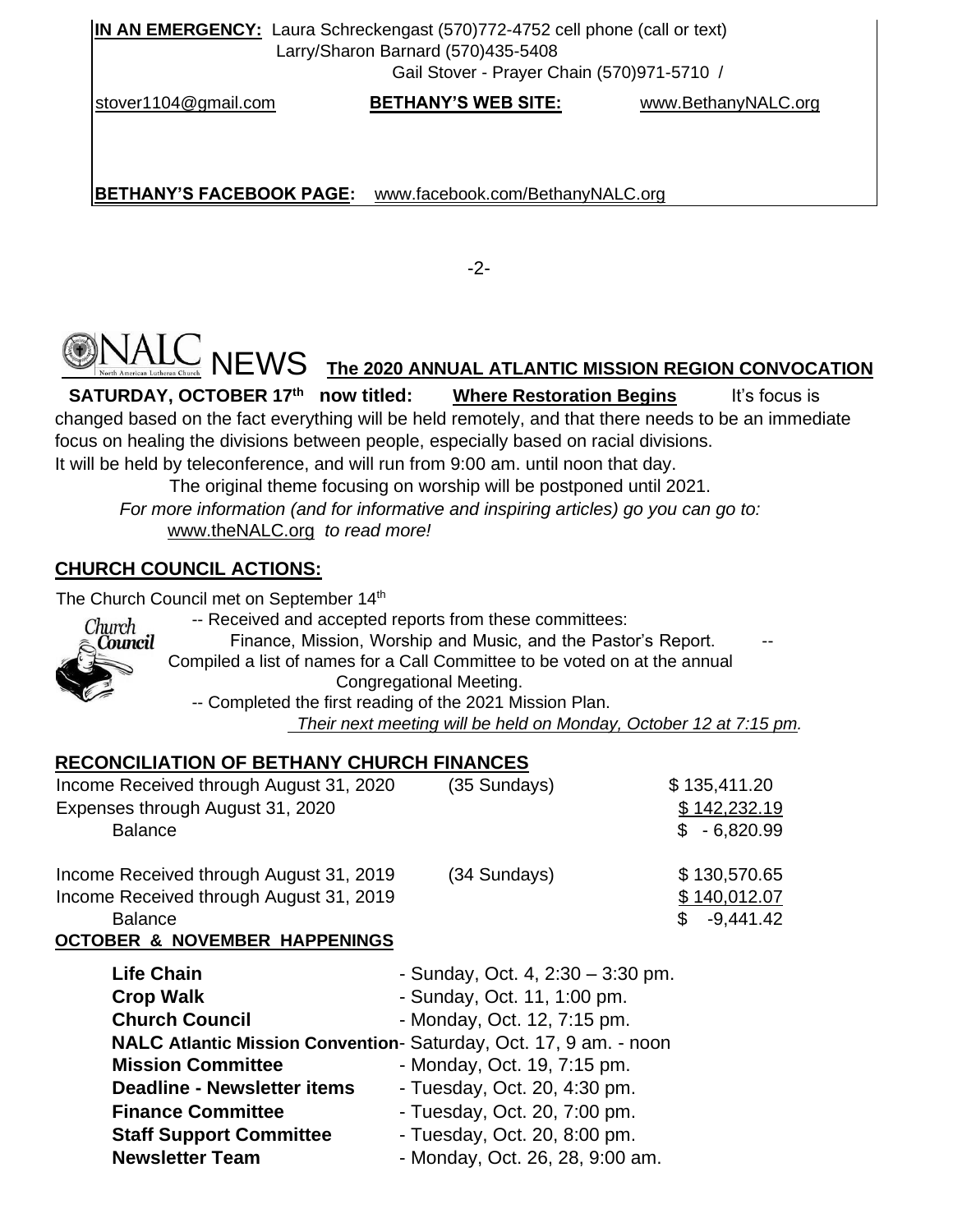**IN AN EMERGENCY:** Laura Schreckengast (570)772-4752 cell phone (call or text)
Larry/Sharon Barnard (570)435-5408
Gail Stover - Prayer Chain (570)971-5710 /
stover1104@gmail.com **BETHANY'S WEB SITE:** www.BethanyNALC.org

**BETHANY'S FACEBOOK PAGE:** www.facebook.com/BethanyNALC.org

## NALC NEWS **The 2020 ANNUAL ATLANTIC MISSION REGION CONVOCATION**

**SATURDAY, OCTOBER 17th now titled: Where Restoration Begins** It's focus is changed based on the fact everything will be held remotely, and that there needs to be an immediate focus on healing the divisions between people, especially based on racial divisions. It will be held by teleconference, and will run from 9:00 am. until noon that day.

The original theme focusing on worship will be postponed until 2021.

*For more information (and for informative and inspiring articles) go you can go to:* www.theNALC.org *to read more!*

## CHURCH COUNCIL ACTIONS:

The Church Council met on September 14th

-- Received and accepted reports from these committees: Finance, Mission, Worship and Music, and the Pastor's Report.

-- Compiled a list of names for a Call Committee to be voted on at the annual Congregational Meeting.

-- Completed the first reading of the 2021 Mission Plan.

*Their next meeting will be held on Monday, October 12 at 7:15 pm.*

## RECONCILIATION OF BETHANY CHURCH FINANCES

| | | |
|---|---|---|
| Income Received through August 31, 2020 | (35 Sundays) | $ 135,411.20 |
| Expenses through August 31, 2020 | | $ 142,232.19 |
| Balance | | $ - 6,820.99 |
| Income Received through August 31, 2019 | (34 Sundays) | $ 130,570.65 |
| Income Received through August 31, 2019 | | $ 140,012.07 |
| Balance | | $ -9,441.42 |

## OCTOBER & NOVEMBER HAPPENINGS

| | |
|---|---|
| **Life Chain** | - Sunday, Oct. 4, 2:30 – 3:30 pm. |
| **Crop Walk** | - Sunday, Oct. 11, 1:00 pm. |
| **Church Council** | - Monday, Oct. 12, 7:15 pm. |
| **NALC Atlantic Mission Convention** | - Saturday, Oct. 17, 9 am. - noon |
| **Mission Committee** | - Monday, Oct. 19, 7:15 pm. |
| **Deadline - Newsletter items** | - Tuesday, Oct. 20, 4:30 pm. |
| **Finance Committee** | - Tuesday, Oct. 20, 7:00 pm. |
| **Staff Support Committee** | - Tuesday, Oct. 20, 8:00 pm. |
| **Newsletter Team** | - Monday, Oct. 26, 28, 9:00 am. |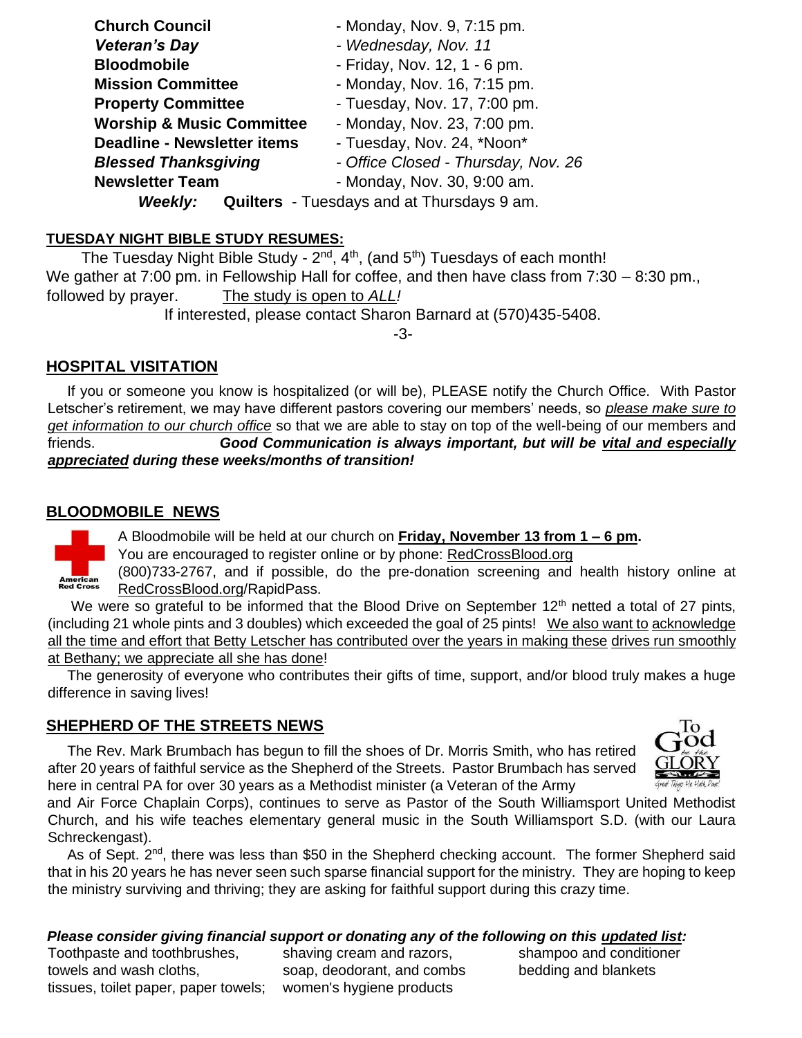| | |
|---|---|
| **Church Council** | - Monday, Nov. 9, 7:15 pm. |
| ***Veteran's Day*** | *- Wednesday, Nov. 11* |
| **Bloodmobile** | - Friday, Nov. 12, 1 - 6 pm. |
| **Mission Committee** | - Monday, Nov. 16, 7:15 pm. |
| **Property Committee** | - Tuesday, Nov. 17, 7:00 pm. |
| **Worship & Music Committee** | - Monday, Nov. 23, 7:00 pm. |
| **Deadline - Newsletter items** | - Tuesday, Nov. 24, *Noon* |
| ***Blessed Thanksgiving*** | *- Office Closed - Thursday, Nov. 26* |
| **Newsletter Team** | - Monday, Nov. 30, 9:00 am. |

***Weekly:*** **Quilters** - Tuesdays and at Thursdays 9 am.

**TUESDAY NIGHT BIBLE STUDY RESUMES:**

The Tuesday Night Bible Study - 2nd, 4th, (and 5th) Tuesdays of each month! We gather at 7:00 pm. in Fellowship Hall for coffee, and then have class from 7:30 – 8:30 pm., followed by prayer. The study is open to *ALL!*

If interested, please contact Sharon Barnard at (570)435-5408.

## HOSPITAL VISITATION

If you or someone you know is hospitalized (or will be), PLEASE notify the Church Office. With Pastor Letscher's retirement, we may have different pastors covering our members' needs, so *please make sure to get information to our church office* so that we are able to stay on top of the well-being of our members and friends. ***Good Communication is always important, but will be vital and especially appreciated during these weeks/months of transition!***

## BLOODMOBILE NEWS

A Bloodmobile will be held at our church on **Friday, November 13 from 1 – 6 pm.**

You are encouraged to register online or by phone: RedCrossBlood.org (800)733-2767, and if possible, do the pre-donation screening and health history online at RedCrossBlood.org/RapidPass.

We were so grateful to be informed that the Blood Drive on September 12th netted a total of 27 pints, (including 21 whole pints and 3 doubles) which exceeded the goal of 25 pints! We also want to acknowledge all the time and effort that Betty Letscher has contributed over the years in making these drives run smoothly at Bethany; we appreciate all she has done!

The generosity of everyone who contributes their gifts of time, support, and/or blood truly makes a huge difference in saving lives!

## SHEPHERD OF THE STREETS NEWS

The Rev. Mark Brumbach has begun to fill the shoes of Dr. Morris Smith, who has retired after 20 years of faithful service as the Shepherd of the Streets. Pastor Brumbach has served here in central PA for over 30 years as a Methodist minister (a Veteran of the Army and Air Force Chaplain Corps), continues to serve as Pastor of the South Williamsport United Methodist Church, and his wife teaches elementary general music in the South Williamsport S.D. (with our Laura Schreckengast).

As of Sept. 2nd, there was less than $50 in the Shepherd checking account. The former Shepherd said that in his 20 years he has never seen such sparse financial support for the ministry. They are hoping to keep the ministry surviving and thriving; they are asking for faithful support during this crazy time.

***Please consider giving financial support or donating any of the following on this updated list:***

| | | |
|---|---|---|
| Toothpaste and toothbrushes, | shaving cream and razors, | shampoo and conditioner |
| towels and wash cloths, | soap, deodorant, and combs | bedding and blankets |
| tissues, toilet paper, paper towels; | women's hygiene products | |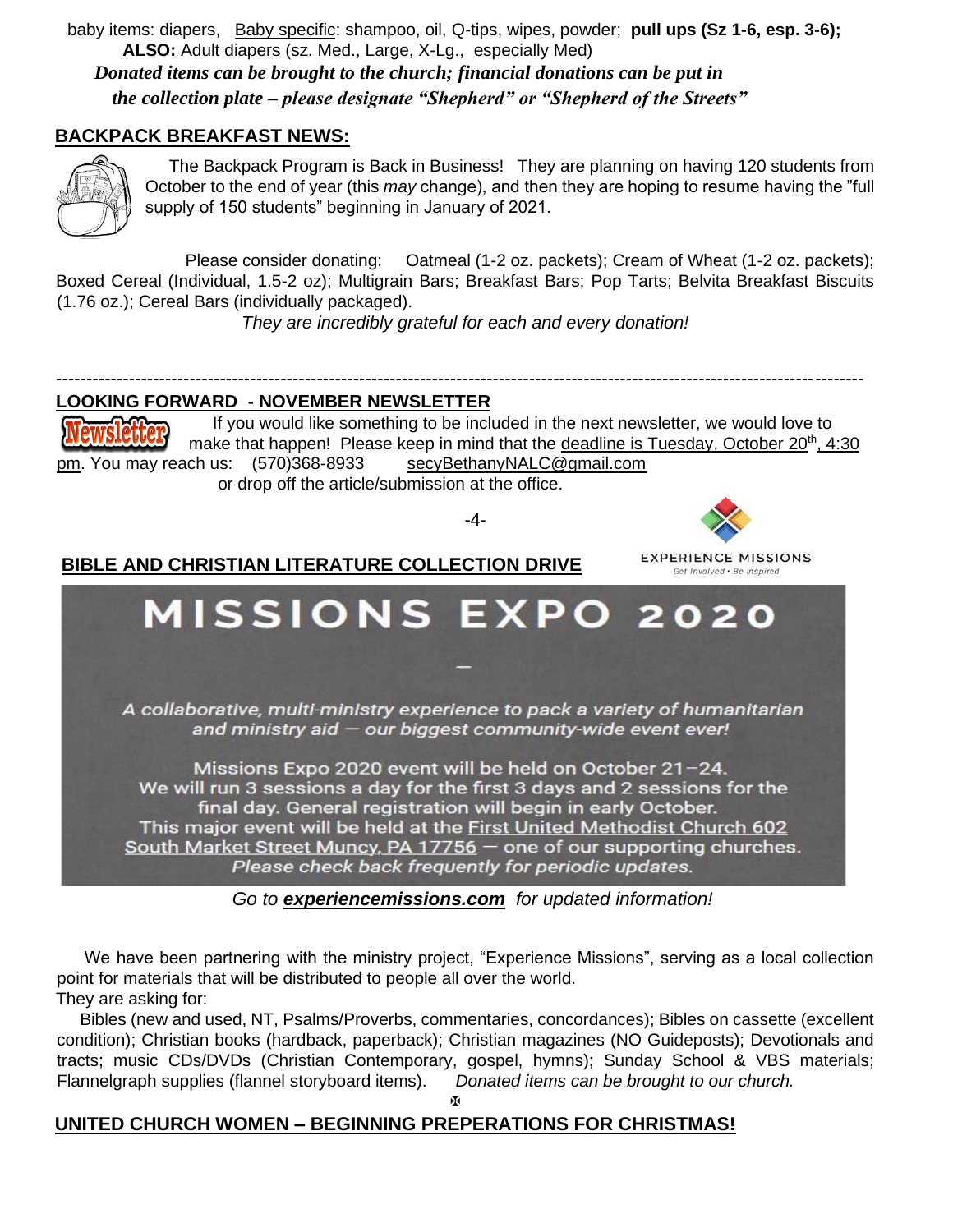baby items: diapers, Baby specific: shampoo, oil, Q-tips, wipes, powder; **pull ups (Sz 1-6, esp. 3-6);**
**ALSO:** Adult diapers (sz. Med., Large, X-Lg., especially Med)

***Donated items can be brought to the church; financial donations can be put in the collection plate – please designate "Shepherd" or "Shepherd of the Streets"***

## BACKPACK BREAKFAST NEWS:

The Backpack Program is Back in Business! They are planning on having 120 students from October to the end of year (this *may* change), and then they are hoping to resume having the "full supply of 150 students" beginning in January of 2021.

Please consider donating: Oatmeal (1-2 oz. packets); Cream of Wheat (1-2 oz. packets); Boxed Cereal (Individual, 1.5-2 oz); Multigrain Bars; Breakfast Bars; Pop Tarts; Belvita Breakfast Biscuits (1.76 oz.); Cereal Bars (individually packaged).

*They are incredibly grateful for each and every donation!*

---

## LOOKING FORWARD - NOVEMBER NEWSLETTER

Newsletter

If you would like something to be included in the next newsletter, we would love to make that happen! Please keep in mind that the deadline is Tuesday, October 20th, 4:30 pm. You may reach us: (570)368-8933 secyBethanyNALC@gmail.com
or drop off the article/submission at the office.

## BIBLE AND CHRISTIAN LITERATURE COLLECTION DRIVE

EXPERIENCE MISSIONS
Get Involved • Be Inspired

# MISSIONS EXPO 2020

*A collaborative, multi-ministry experience to pack a variety of humanitarian and ministry aid — our biggest community-wide event ever!*

Missions Expo 2020 event will be held on October 21–24.
We will run 3 sessions a day for the first 3 days and 2 sessions for the final day. General registration will begin in early October.
This major event will be held at the First United Methodist Church 602 South Market Street Muncy, PA 17756 — one of our supporting churches.
*Please check back frequently for periodic updates.*

*Go to* ***experiencemissions.com*** *for updated information!*

We have been partnering with the ministry project, "Experience Missions", serving as a local collection point for materials that will be distributed to people all over the world.
They are asking for:

Bibles (new and used, NT, Psalms/Proverbs, commentaries, concordances); Bibles on cassette (excellent condition); Christian books (hardback, paperback); Christian magazines (NO Guideposts); Devotionals and tracts; music CDs/DVDs (Christian Contemporary, gospel, hymns); Sunday School & VBS materials; Flannelgraph supplies (flannel storyboard items). *Donated items can be brought to our church.*

✠

## UNITED CHURCH WOMEN – BEGINNING PREPERATIONS FOR CHRISTMAS!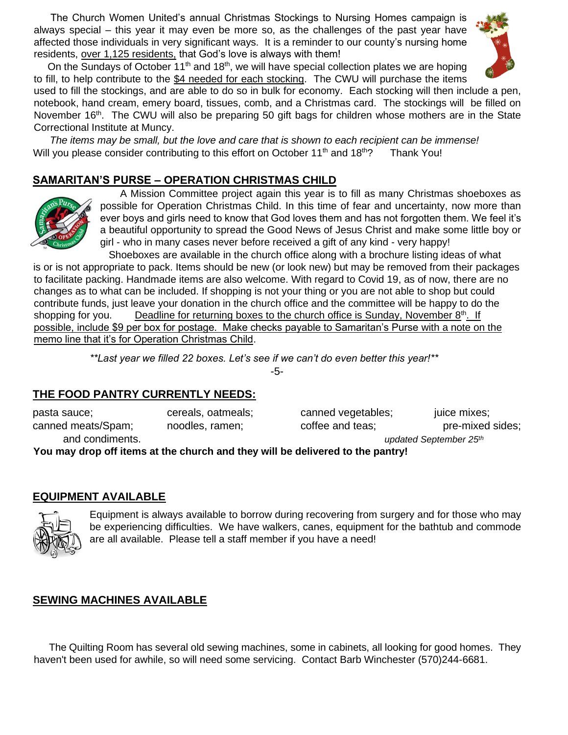The Church Women United's annual Christmas Stockings to Nursing Homes campaign is always special – this year it may even be more so, as the challenges of the past year have affected those individuals in very significant ways. It is a reminder to our county's nursing home residents, over 1,125 residents, that God's love is always with them!

On the Sundays of October 11th and 18th, we will have special collection plates we are hoping to fill, to help contribute to the $4 needed for each stocking. The CWU will purchase the items used to fill the stockings, and are able to do so in bulk for economy. Each stocking will then include a pen, notebook, hand cream, emery board, tissues, comb, and a Christmas card. The stockings will be filled on November 16th. The CWU will also be preparing 50 gift bags for children whose mothers are in the State Correctional Institute at Muncy.

*The items may be small, but the love and care that is shown to each recipient can be immense!* Will you please consider contributing to this effort on October 11th and 18th? Thank You!

## SAMARITAN'S PURSE – OPERATION CHRISTMAS CHILD

A Mission Committee project again this year is to fill as many Christmas shoeboxes as possible for Operation Christmas Child. In this time of fear and uncertainty, now more than ever boys and girls need to know that God loves them and has not forgotten them. We feel it's a beautiful opportunity to spread the Good News of Jesus Christ and make some little boy or girl - who in many cases never before received a gift of any kind - very happy!

Shoeboxes are available in the church office along with a brochure listing ideas of what is or is not appropriate to pack. Items should be new (or look new) but may be removed from their packages to facilitate packing. Handmade items are also welcome. With regard to Covid 19, as of now, there are no changes as to what can be included. If shopping is not your thing or you are not able to shop but could contribute funds, just leave your donation in the church office and the committee will be happy to do the shopping for you. Deadline for returning boxes to the church office is Sunday, November 8th. If possible, include $9 per box for postage. Make checks payable to Samaritan's Purse with a note on the memo line that it's for Operation Christmas Child.

*\*\*Last year we filled 22 boxes. Let's see if we can't do even better this year!\*\**

## THE FOOD PANTRY CURRENTLY NEEDS:

pasta sauce; cereals, oatmeals; canned vegetables; juice mixes; canned meats/Spam; noodles, ramen; coffee and teas; pre-mixed sides; and condiments.

*updated September 25th*

**You may drop off items at the church and they will be delivered to the pantry!**

## EQUIPMENT AVAILABLE

Equipment is always available to borrow during recovering from surgery and for those who may be experiencing difficulties. We have walkers, canes, equipment for the bathtub and commode are all available. Please tell a staff member if you have a need!

## SEWING MACHINES AVAILABLE

The Quilting Room has several old sewing machines, some in cabinets, all looking for good homes. They haven't been used for awhile, so will need some servicing. Contact Barb Winchester (570)244-6681.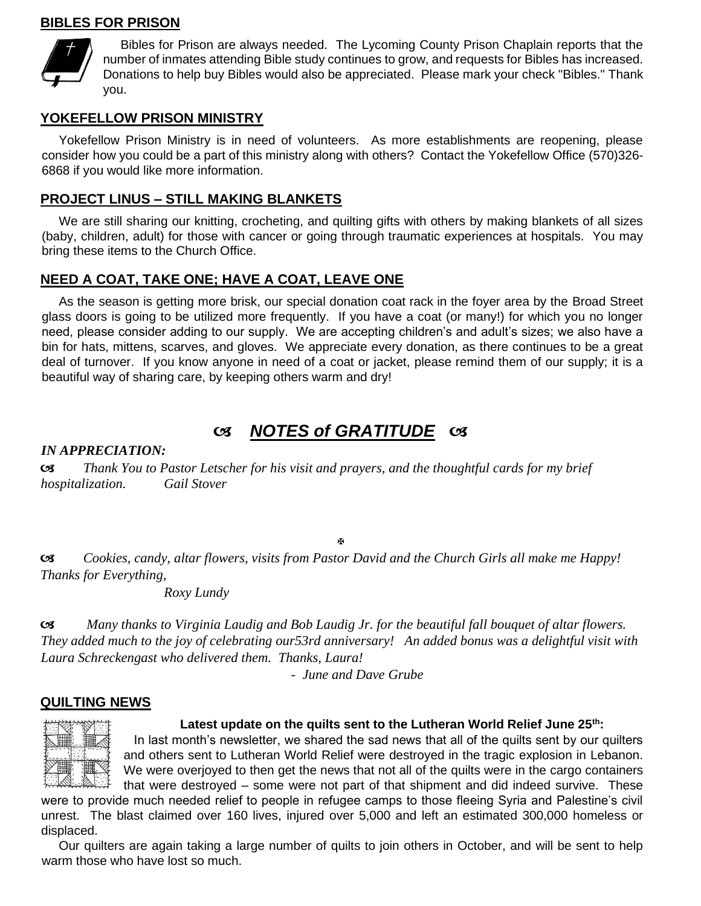## BIBLES FOR PRISON

Bibles for Prison are always needed. The Lycoming County Prison Chaplain reports that the number of inmates attending Bible study continues to grow, and requests for Bibles has increased. Donations to help buy Bibles would also be appreciated. Please mark your check "Bibles." Thank you.

## YOKEFELLOW PRISON MINISTRY

Yokefellow Prison Ministry is in need of volunteers. As more establishments are reopening, please consider how you could be a part of this ministry along with others? Contact the Yokefellow Office (570)326-6868 if you would like more information.

## PROJECT LINUS – STILL MAKING BLANKETS

We are still sharing our knitting, crocheting, and quilting gifts with others by making blankets of all sizes (baby, children, adult) for those with cancer or going through traumatic experiences at hospitals. You may bring these items to the Church Office.

## NEED A COAT, TAKE ONE; HAVE A COAT, LEAVE ONE

As the season is getting more brisk, our special donation coat rack in the foyer area by the Broad Street glass doors is going to be utilized more frequently. If you have a coat (or many!) for which you no longer need, please consider adding to our supply. We are accepting children's and adult's sizes; we also have a bin for hats, mittens, scarves, and gloves. We appreciate every donation, as there continues to be a great deal of turnover. If you know anyone in need of a coat or jacket, please remind them of our supply; it is a beautiful way of sharing care, by keeping others warm and dry!

## ❧ *NOTES of GRATITUDE* ❧

***IN APPRECIATION:***

❧ *Thank You to Pastor Letscher for his visit and prayers, and the thoughtful cards for my brief hospitalization.* *Gail Stover*

✠

❧ *Cookies, candy, altar flowers, visits from Pastor David and the Church Girls all make me Happy! Thanks for Everything,*

*Roxy Lundy*

❧ *Many thanks to Virginia Laudig and Bob Laudig Jr. for the beautiful fall bouquet of altar flowers. They added much to the joy of celebrating our53rd anniversary! An added bonus was a delightful visit with Laura Schreckengast who delivered them. Thanks, Laura!*

*- June and Dave Grube*

## QUILTING NEWS

**Latest update on the quilts sent to the Lutheran World Relief June 25th:**

In last month's newsletter, we shared the sad news that all of the quilts sent by our quilters and others sent to Lutheran World Relief were destroyed in the tragic explosion in Lebanon. We were overjoyed to then get the news that not all of the quilts were in the cargo containers that were destroyed – some were not part of that shipment and did indeed survive. These were to provide much needed relief to people in refugee camps to those fleeing Syria and Palestine's civil unrest. The blast claimed over 160 lives, injured over 5,000 and left an estimated 300,000 homeless or displaced.

Our quilters are again taking a large number of quilts to join others in October, and will be sent to help warm those who have lost so much.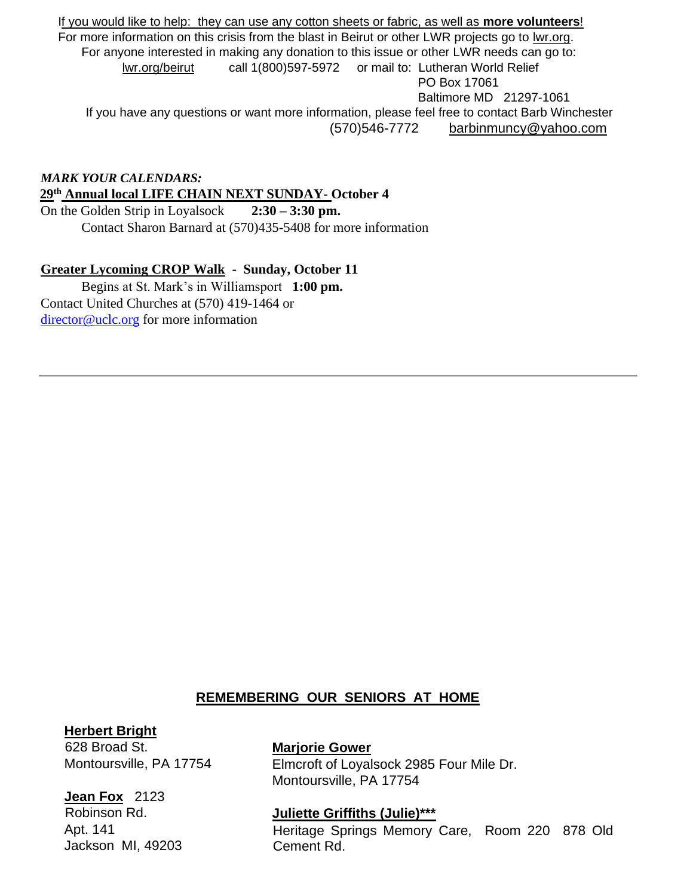If you would like to help: they can use any cotton sheets or fabric, as well as **more volunteers**!

For more information on this crisis from the blast in Beirut or other LWR projects go to lwr.org.

For anyone interested in making any donation to this issue or other LWR needs can go to:

lwr.org/beirut call 1(800)597-5972 or mail to: Lutheran World Relief
PO Box 17061
Baltimore MD 21297-1061

If you have any questions or want more information, please feel free to contact Barb Winchester
(570)546-7772 barbinmuncy@yahoo.com

***MARK YOUR CALENDARS:***

**29th Annual local LIFE CHAIN NEXT SUNDAY- October 4**

On the Golden Strip in Loyalsock **2:30 – 3:30 pm.**

Contact Sharon Barnard at (570)435-5408 for more information

**Greater Lycoming CROP Walk - Sunday, October 11**

Begins at St. Mark's in Williamsport **1:00 pm.**

Contact United Churches at (570) 419-1464 or director@uclc.org for more information

---

## REMEMBERING OUR SENIORS AT HOME

**Herbert Bright**
628 Broad St.
Montoursville, PA 17754

**Jean Fox** 2123
Robinson Rd.
Apt. 141
Jackson MI, 49203

**Marjorie Gower**
Elmcroft of Loyalsock 2985 Four Mile Dr.
Montoursville, PA 17754

**Juliette Griffiths (Julie)*****
Heritage Springs Memory Care, Room 220 878 Old Cement Rd.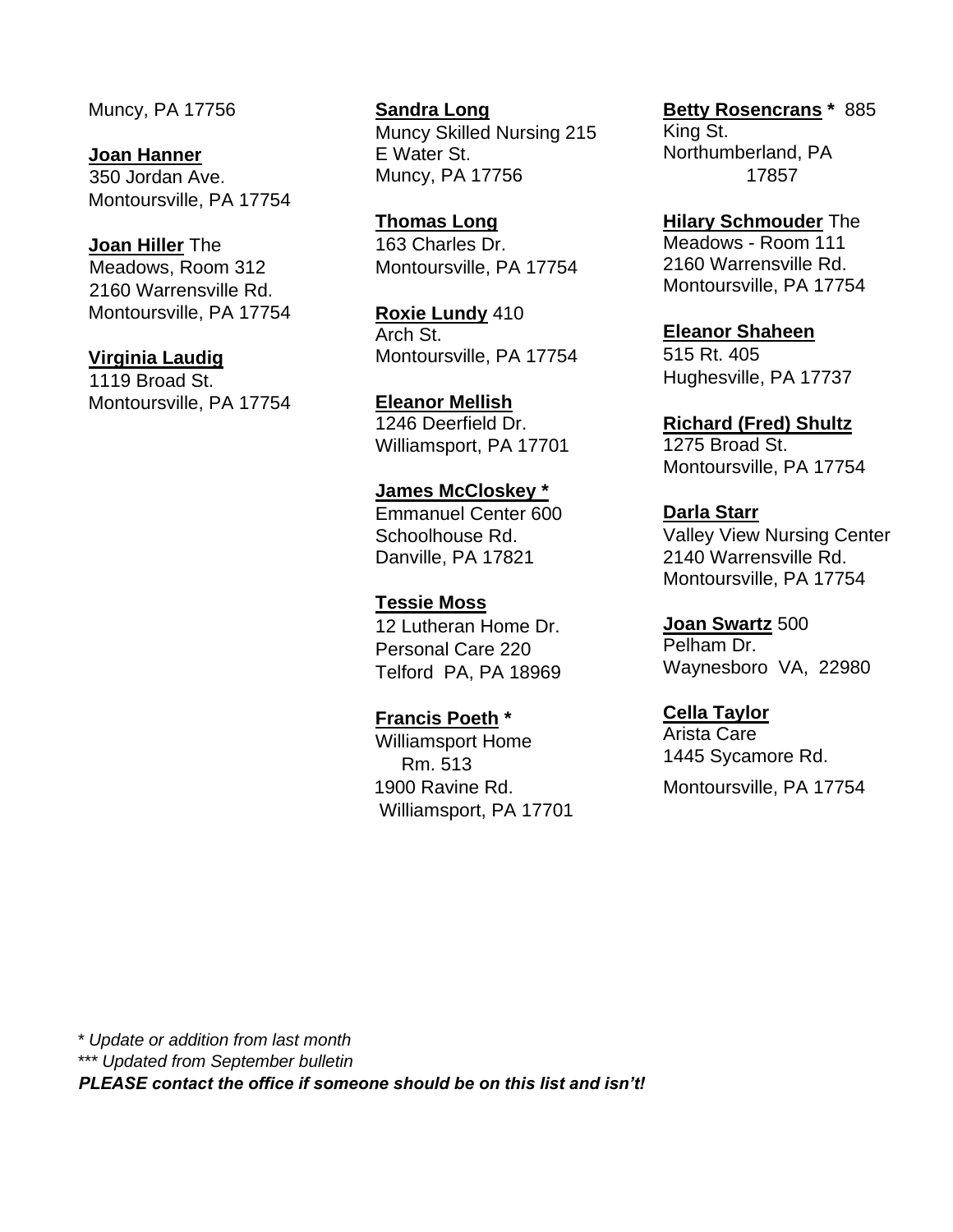Muncy, PA 17756

**Joan Hanner**
350 Jordan Ave.
Montoursville, PA 17754

**Joan Hiller** The
Meadows, Room 312
2160 Warrensville Rd.
Montoursville, PA 17754

**Virginia Laudig**
1119 Broad St.
Montoursville, PA 17754

**Sandra Long**
Muncy Skilled Nursing 215
E Water St.
Muncy, PA 17756

**Thomas Long**
163 Charles Dr.
Montoursville, PA 17754

**Roxie Lundy** 410
Arch St.
Montoursville, PA 17754

**Eleanor Mellish**
1246 Deerfield Dr.
Williamsport, PA 17701

**James McCloskey ***
Emmanuel Center 600
Schoolhouse Rd.
Danville, PA 17821

**Tessie Moss**
12 Lutheran Home Dr.
Personal Care 220
Telford PA, PA 18969

**Francis Poeth ***
Williamsport Home
Rm. 513
1900 Ravine Rd.
Williamsport, PA 17701

**Betty Rosencrans *** 885
King St.
Northumberland, PA
17857

**Hilary Schmouder** The
Meadows - Room 111
2160 Warrensville Rd.
Montoursville, PA 17754

**Eleanor Shaheen**
515 Rt. 405
Hughesville, PA 17737

**Richard (Fred) Shultz**
1275 Broad St.
Montoursville, PA 17754

**Darla Starr**
Valley View Nursing Center
2140 Warrensville Rd.
Montoursville, PA 17754

**Joan Swartz** 500
Pelham Dr.
Waynesboro VA, 22980

**Cella Taylor**
Arista Care
1445 Sycamore Rd.
Montoursville, PA 17754

*\* Update or addition from last month*
*\*\*\* Updated from September bulletin*
***PLEASE contact the office if someone should be on this list and isn't!***